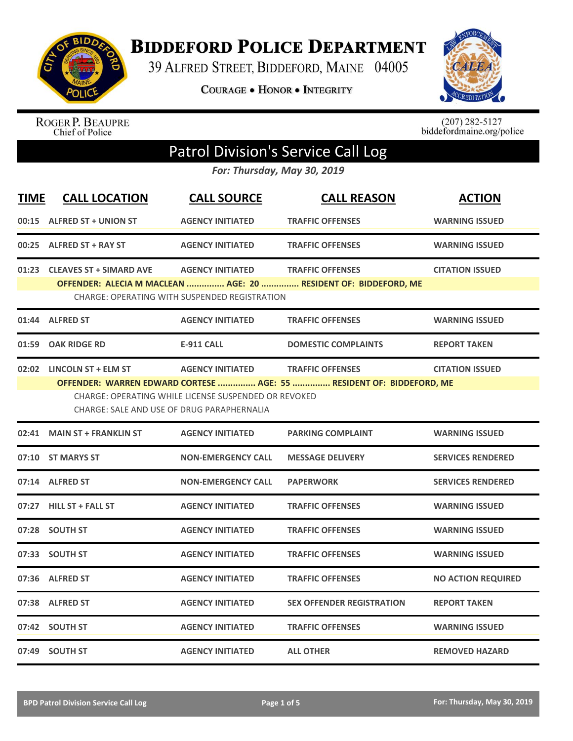# BIDDEFORD POLICE DEPARTMENT

39 ALFRED STREET, BIDDEFORD, MAINE 04005

COURAGE • HONOR • INTEGRITY

ROGER P. BEAUPRE
Chief of Police

(207) 282-5127
biddefordmaine.org/police

## Patrol Division's Service Call Log

*For: Thursday, May 30, 2019*

| TIME | CALL LOCATION | CALL SOURCE | CALL REASON | ACTION |
|---|---|---|---|---|
| 00:15 | ALFRED ST + UNION ST | AGENCY INITIATED | TRAFFIC OFFENSES | WARNING ISSUED |
| 00:25 | ALFRED ST + RAY ST | AGENCY INITIATED | TRAFFIC OFFENSES | WARNING ISSUED |
| 01:23 | CLEAVES ST + SIMARD AVE | AGENCY INITIATED | TRAFFIC OFFENSES | CITATION ISSUED |
| | **OFFENDER: ALECIA M MACLEAN ............... AGE: 20 ............... RESIDENT OF: BIDDEFORD, ME** | | | |
| | CHARGE: OPERATING WITH SUSPENDED REGISTRATION | | | |
| 01:44 | ALFRED ST | AGENCY INITIATED | TRAFFIC OFFENSES | WARNING ISSUED |
| 01:59 | OAK RIDGE RD | E-911 CALL | DOMESTIC COMPLAINTS | REPORT TAKEN |
| 02:02 | LINCOLN ST + ELM ST | AGENCY INITIATED | TRAFFIC OFFENSES | CITATION ISSUED |
| | **OFFENDER: WARREN EDWARD CORTESE ............... AGE: 55 ............... RESIDENT OF: BIDDEFORD, ME** | | | |
| | CHARGE: OPERATING WHILE LICENSE SUSPENDED OR REVOKED | | | |
| | CHARGE: SALE AND USE OF DRUG PARAPHERNALIA | | | |
| 02:41 | MAIN ST + FRANKLIN ST | AGENCY INITIATED | PARKING COMPLAINT | WARNING ISSUED |
| 07:10 | ST MARYS ST | NON-EMERGENCY CALL | MESSAGE DELIVERY | SERVICES RENDERED |
| 07:14 | ALFRED ST | NON-EMERGENCY CALL | PAPERWORK | SERVICES RENDERED |
| 07:27 | HILL ST + FALL ST | AGENCY INITIATED | TRAFFIC OFFENSES | WARNING ISSUED |
| 07:28 | SOUTH ST | AGENCY INITIATED | TRAFFIC OFFENSES | WARNING ISSUED |
| 07:33 | SOUTH ST | AGENCY INITIATED | TRAFFIC OFFENSES | WARNING ISSUED |
| 07:36 | ALFRED ST | AGENCY INITIATED | TRAFFIC OFFENSES | NO ACTION REQUIRED |
| 07:38 | ALFRED ST | AGENCY INITIATED | SEX OFFENDER REGISTRATION | REPORT TAKEN |
| 07:42 | SOUTH ST | AGENCY INITIATED | TRAFFIC OFFENSES | WARNING ISSUED |
| 07:49 | SOUTH ST | AGENCY INITIATED | ALL OTHER | REMOVED HAZARD |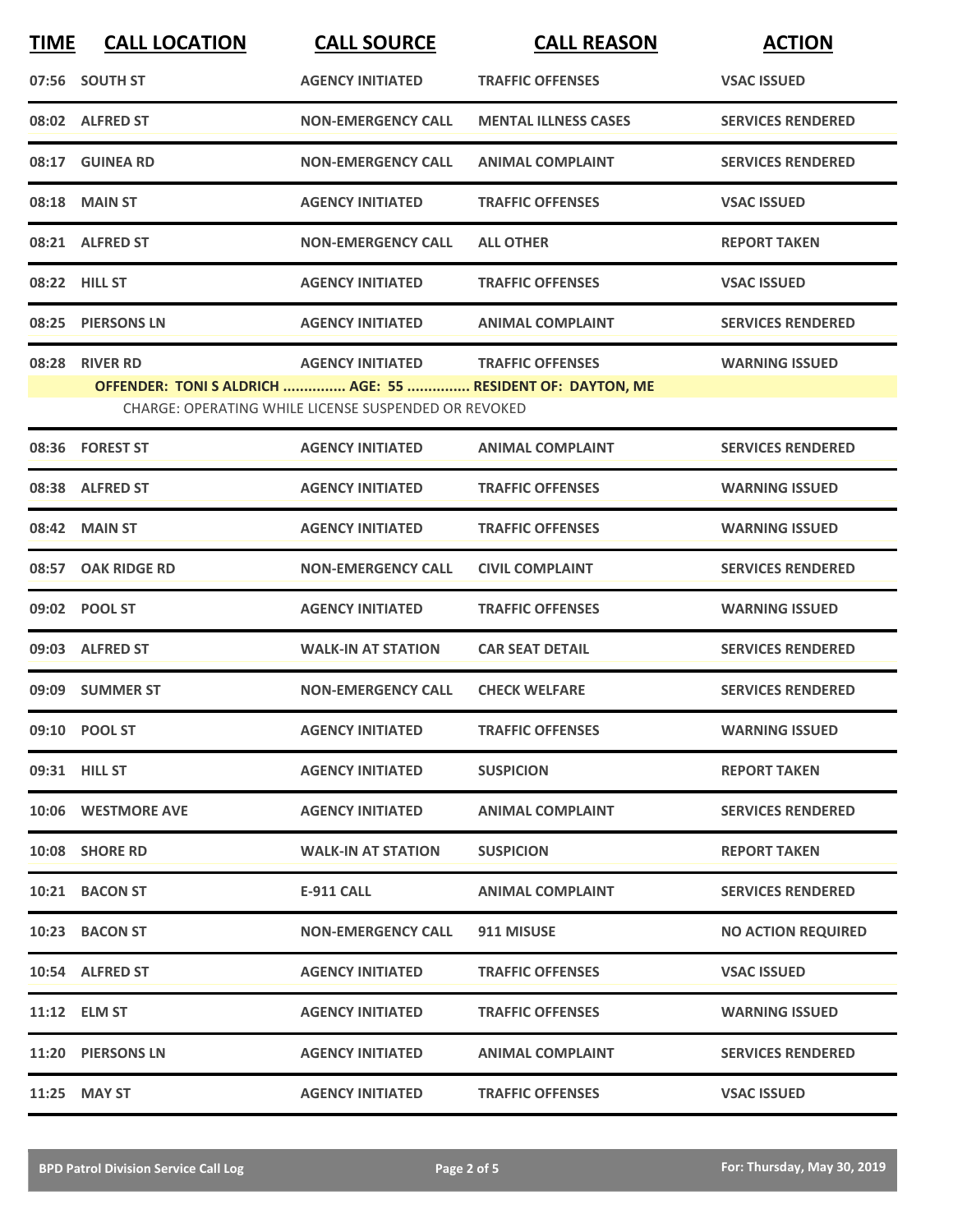| TIME | CALL LOCATION | CALL SOURCE | CALL REASON | ACTION |
|---|---|---|---|---|
| 07:56 | SOUTH ST | AGENCY INITIATED | TRAFFIC OFFENSES | VSAC ISSUED |
| 08:02 | ALFRED ST | NON-EMERGENCY CALL | MENTAL ILLNESS CASES | SERVICES RENDERED |
| 08:17 | GUINEA RD | NON-EMERGENCY CALL | ANIMAL COMPLAINT | SERVICES RENDERED |
| 08:18 | MAIN ST | AGENCY INITIATED | TRAFFIC OFFENSES | VSAC ISSUED |
| 08:21 | ALFRED ST | NON-EMERGENCY CALL | ALL OTHER | REPORT TAKEN |
| 08:22 | HILL ST | AGENCY INITIATED | TRAFFIC OFFENSES | VSAC ISSUED |
| 08:25 | PIERSONS LN | AGENCY INITIATED | ANIMAL COMPLAINT | SERVICES RENDERED |
| 08:28 | RIVER RD | AGENCY INITIATED | TRAFFIC OFFENSES | WARNING ISSUED |
| | OFFENDER: TONI S ALDRICH ............... AGE: 55 ............... RESIDENT OF: DAYTON, ME | | | |
| | CHARGE: OPERATING WHILE LICENSE SUSPENDED OR REVOKED | | | |
| 08:36 | FOREST ST | AGENCY INITIATED | ANIMAL COMPLAINT | SERVICES RENDERED |
| 08:38 | ALFRED ST | AGENCY INITIATED | TRAFFIC OFFENSES | WARNING ISSUED |
| 08:42 | MAIN ST | AGENCY INITIATED | TRAFFIC OFFENSES | WARNING ISSUED |
| 08:57 | OAK RIDGE RD | NON-EMERGENCY CALL | CIVIL COMPLAINT | SERVICES RENDERED |
| 09:02 | POOL ST | AGENCY INITIATED | TRAFFIC OFFENSES | WARNING ISSUED |
| 09:03 | ALFRED ST | WALK-IN AT STATION | CAR SEAT DETAIL | SERVICES RENDERED |
| 09:09 | SUMMER ST | NON-EMERGENCY CALL | CHECK WELFARE | SERVICES RENDERED |
| 09:10 | POOL ST | AGENCY INITIATED | TRAFFIC OFFENSES | WARNING ISSUED |
| 09:31 | HILL ST | AGENCY INITIATED | SUSPICION | REPORT TAKEN |
| 10:06 | WESTMORE AVE | AGENCY INITIATED | ANIMAL COMPLAINT | SERVICES RENDERED |
| 10:08 | SHORE RD | WALK-IN AT STATION | SUSPICION | REPORT TAKEN |
| 10:21 | BACON ST | E-911 CALL | ANIMAL COMPLAINT | SERVICES RENDERED |
| 10:23 | BACON ST | NON-EMERGENCY CALL | 911 MISUSE | NO ACTION REQUIRED |
| 10:54 | ALFRED ST | AGENCY INITIATED | TRAFFIC OFFENSES | VSAC ISSUED |
| 11:12 | ELM ST | AGENCY INITIATED | TRAFFIC OFFENSES | WARNING ISSUED |
| 11:20 | PIERSONS LN | AGENCY INITIATED | ANIMAL COMPLAINT | SERVICES RENDERED |
| 11:25 | MAY ST | AGENCY INITIATED | TRAFFIC OFFENSES | VSAC ISSUED |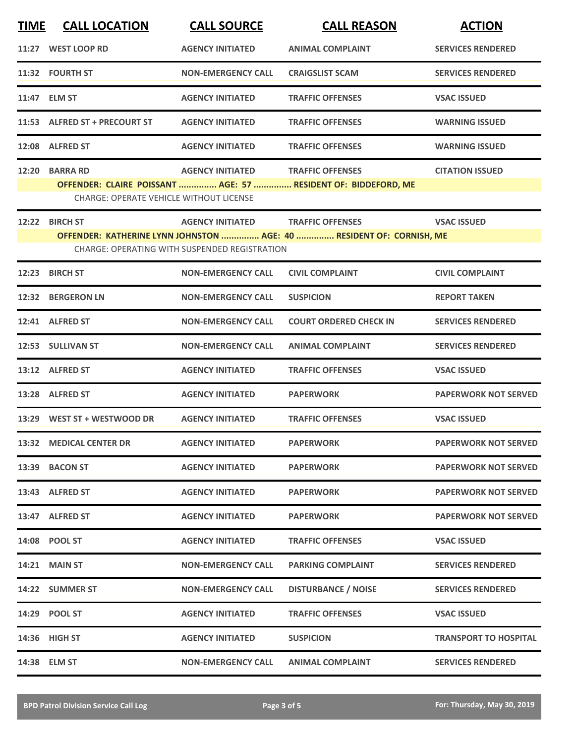| TIME | CALL LOCATION | CALL SOURCE | CALL REASON | ACTION |
|---|---|---|---|---|
| 11:27 | WEST LOOP RD | AGENCY INITIATED | ANIMAL COMPLAINT | SERVICES RENDERED |
| 11:32 | FOURTH ST | NON-EMERGENCY CALL | CRAIGSLIST SCAM | SERVICES RENDERED |
| 11:47 | ELM ST | AGENCY INITIATED | TRAFFIC OFFENSES | VSAC ISSUED |
| 11:53 | ALFRED ST + PRECOURT ST | AGENCY INITIATED | TRAFFIC OFFENSES | WARNING ISSUED |
| 12:08 | ALFRED ST | AGENCY INITIATED | TRAFFIC OFFENSES | WARNING ISSUED |
| 12:20 | BARRA RD | AGENCY INITIATED | TRAFFIC OFFENSES | CITATION ISSUED |
| | OFFENDER: CLAIRE POISSANT ............... AGE: 57 ............... RESIDENT OF: BIDDEFORD, ME | | | |
| | CHARGE: OPERATE VEHICLE WITHOUT LICENSE | | | |
| 12:22 | BIRCH ST | AGENCY INITIATED | TRAFFIC OFFENSES | VSAC ISSUED |
| | OFFENDER: KATHERINE LYNN JOHNSTON ............... AGE: 40 ............... RESIDENT OF: CORNISH, ME | | | |
| | CHARGE: OPERATING WITH SUSPENDED REGISTRATION | | | |
| 12:23 | BIRCH ST | NON-EMERGENCY CALL | CIVIL COMPLAINT | CIVIL COMPLAINT |
| 12:32 | BERGERON LN | NON-EMERGENCY CALL | SUSPICION | REPORT TAKEN |
| 12:41 | ALFRED ST | NON-EMERGENCY CALL | COURT ORDERED CHECK IN | SERVICES RENDERED |
| 12:53 | SULLIVAN ST | NON-EMERGENCY CALL | ANIMAL COMPLAINT | SERVICES RENDERED |
| 13:12 | ALFRED ST | AGENCY INITIATED | TRAFFIC OFFENSES | VSAC ISSUED |
| 13:28 | ALFRED ST | AGENCY INITIATED | PAPERWORK | PAPERWORK NOT SERVED |
| 13:29 | WEST ST + WESTWOOD DR | AGENCY INITIATED | TRAFFIC OFFENSES | VSAC ISSUED |
| 13:32 | MEDICAL CENTER DR | AGENCY INITIATED | PAPERWORK | PAPERWORK NOT SERVED |
| 13:39 | BACON ST | AGENCY INITIATED | PAPERWORK | PAPERWORK NOT SERVED |
| 13:43 | ALFRED ST | AGENCY INITIATED | PAPERWORK | PAPERWORK NOT SERVED |
| 13:47 | ALFRED ST | AGENCY INITIATED | PAPERWORK | PAPERWORK NOT SERVED |
| 14:08 | POOL ST | AGENCY INITIATED | TRAFFIC OFFENSES | VSAC ISSUED |
| 14:21 | MAIN ST | NON-EMERGENCY CALL | PARKING COMPLAINT | SERVICES RENDERED |
| 14:22 | SUMMER ST | NON-EMERGENCY CALL | DISTURBANCE / NOISE | SERVICES RENDERED |
| 14:29 | POOL ST | AGENCY INITIATED | TRAFFIC OFFENSES | VSAC ISSUED |
| 14:36 | HIGH ST | AGENCY INITIATED | SUSPICION | TRANSPORT TO HOSPITAL |
| 14:38 | ELM ST | NON-EMERGENCY CALL | ANIMAL COMPLAINT | SERVICES RENDERED |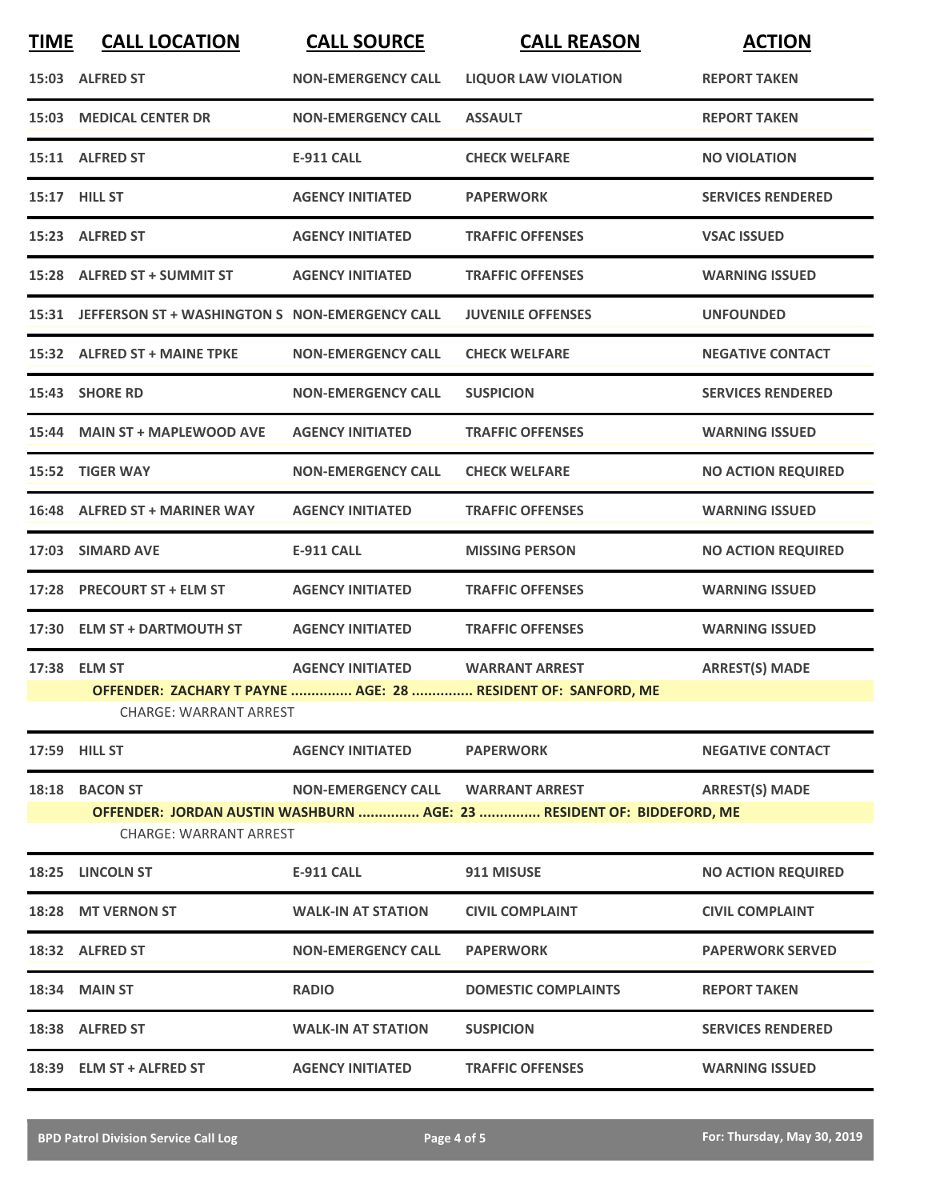| TIME | CALL LOCATION | CALL SOURCE | CALL REASON | ACTION |
|---|---|---|---|---|
| 15:03 | ALFRED ST | NON-EMERGENCY CALL | LIQUOR LAW VIOLATION | REPORT TAKEN |
| 15:03 | MEDICAL CENTER DR | NON-EMERGENCY CALL | ASSAULT | REPORT TAKEN |
| 15:11 | ALFRED ST | E-911 CALL | CHECK WELFARE | NO VIOLATION |
| 15:17 | HILL ST | AGENCY INITIATED | PAPERWORK | SERVICES RENDERED |
| 15:23 | ALFRED ST | AGENCY INITIATED | TRAFFIC OFFENSES | VSAC ISSUED |
| 15:28 | ALFRED ST + SUMMIT ST | AGENCY INITIATED | TRAFFIC OFFENSES | WARNING ISSUED |
| 15:31 | JEFFERSON ST + WASHINGTON S | NON-EMERGENCY CALL | JUVENILE OFFENSES | UNFOUNDED |
| 15:32 | ALFRED ST + MAINE TPKE | NON-EMERGENCY CALL | CHECK WELFARE | NEGATIVE CONTACT |
| 15:43 | SHORE RD | NON-EMERGENCY CALL | SUSPICION | SERVICES RENDERED |
| 15:44 | MAIN ST + MAPLEWOOD AVE | AGENCY INITIATED | TRAFFIC OFFENSES | WARNING ISSUED |
| 15:52 | TIGER WAY | NON-EMERGENCY CALL | CHECK WELFARE | NO ACTION REQUIRED |
| 16:48 | ALFRED ST + MARINER WAY | AGENCY INITIATED | TRAFFIC OFFENSES | WARNING ISSUED |
| 17:03 | SIMARD AVE | E-911 CALL | MISSING PERSON | NO ACTION REQUIRED |
| 17:28 | PRECOURT ST + ELM ST | AGENCY INITIATED | TRAFFIC OFFENSES | WARNING ISSUED |
| 17:30 | ELM ST + DARTMOUTH ST | AGENCY INITIATED | TRAFFIC OFFENSES | WARNING ISSUED |
| 17:38 | ELM ST | AGENCY INITIATED | WARRANT ARREST | ARREST(S) MADE |
| | OFFENDER: ZACHARY T PAYNE ............... AGE: 28 ............... RESIDENT OF: SANFORD, ME | | | |
| | CHARGE: WARRANT ARREST | | | |
| 17:59 | HILL ST | AGENCY INITIATED | PAPERWORK | NEGATIVE CONTACT |
| 18:18 | BACON ST | NON-EMERGENCY CALL | WARRANT ARREST | ARREST(S) MADE |
| | OFFENDER: JORDAN AUSTIN WASHBURN ............... AGE: 23 ............... RESIDENT OF: BIDDEFORD, ME | | | |
| | CHARGE: WARRANT ARREST | | | |
| 18:25 | LINCOLN ST | E-911 CALL | 911 MISUSE | NO ACTION REQUIRED |
| 18:28 | MT VERNON ST | WALK-IN AT STATION | CIVIL COMPLAINT | CIVIL COMPLAINT |
| 18:32 | ALFRED ST | NON-EMERGENCY CALL | PAPERWORK | PAPERWORK SERVED |
| 18:34 | MAIN ST | RADIO | DOMESTIC COMPLAINTS | REPORT TAKEN |
| 18:38 | ALFRED ST | WALK-IN AT STATION | SUSPICION | SERVICES RENDERED |
| 18:39 | ELM ST + ALFRED ST | AGENCY INITIATED | TRAFFIC OFFENSES | WARNING ISSUED |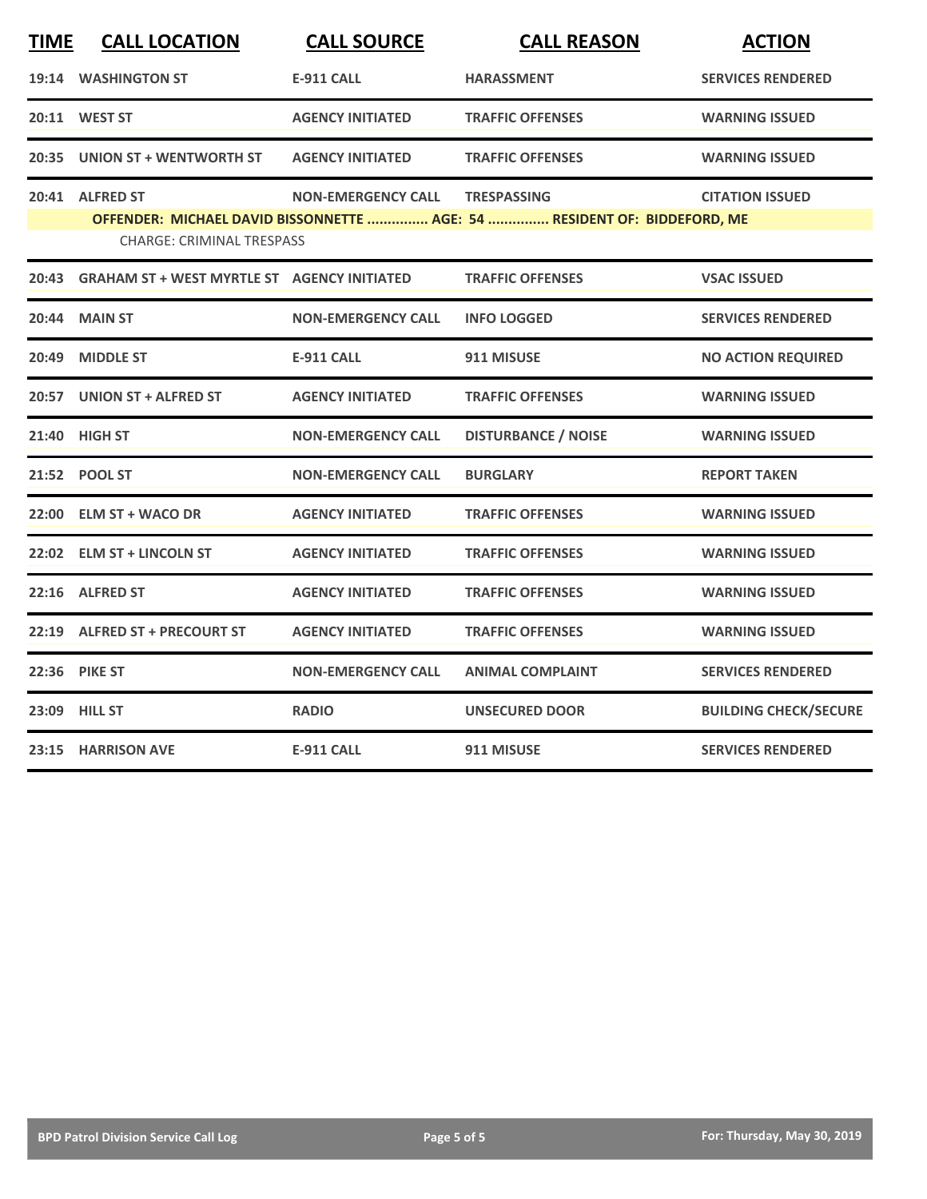| TIME | CALL LOCATION | CALL SOURCE | CALL REASON | ACTION |
|---|---|---|---|---|
| 19:14 | WASHINGTON ST | E-911 CALL | HARASSMENT | SERVICES RENDERED |
| 20:11 | WEST ST | AGENCY INITIATED | TRAFFIC OFFENSES | WARNING ISSUED |
| 20:35 | UNION ST + WENTWORTH ST | AGENCY INITIATED | TRAFFIC OFFENSES | WARNING ISSUED |
| 20:41 | ALFRED ST | NON-EMERGENCY CALL | TRESPASSING | CITATION ISSUED |
| | OFFENDER: MICHAEL DAVID BISSONNETTE ............... AGE: 54 ............... RESIDENT OF: BIDDEFORD, ME | | | |
| | CHARGE: CRIMINAL TRESPASS | | | |
| 20:43 | GRAHAM ST + WEST MYRTLE ST | AGENCY INITIATED | TRAFFIC OFFENSES | VSAC ISSUED |
| 20:44 | MAIN ST | NON-EMERGENCY CALL | INFO LOGGED | SERVICES RENDERED |
| 20:49 | MIDDLE ST | E-911 CALL | 911 MISUSE | NO ACTION REQUIRED |
| 20:57 | UNION ST + ALFRED ST | AGENCY INITIATED | TRAFFIC OFFENSES | WARNING ISSUED |
| 21:40 | HIGH ST | NON-EMERGENCY CALL | DISTURBANCE / NOISE | WARNING ISSUED |
| 21:52 | POOL ST | NON-EMERGENCY CALL | BURGLARY | REPORT TAKEN |
| 22:00 | ELM ST + WACO DR | AGENCY INITIATED | TRAFFIC OFFENSES | WARNING ISSUED |
| 22:02 | ELM ST + LINCOLN ST | AGENCY INITIATED | TRAFFIC OFFENSES | WARNING ISSUED |
| 22:16 | ALFRED ST | AGENCY INITIATED | TRAFFIC OFFENSES | WARNING ISSUED |
| 22:19 | ALFRED ST + PRECOURT ST | AGENCY INITIATED | TRAFFIC OFFENSES | WARNING ISSUED |
| 22:36 | PIKE ST | NON-EMERGENCY CALL | ANIMAL COMPLAINT | SERVICES RENDERED |
| 23:09 | HILL ST | RADIO | UNSECURED DOOR | BUILDING CHECK/SECURE |
| 23:15 | HARRISON AVE | E-911 CALL | 911 MISUSE | SERVICES RENDERED |